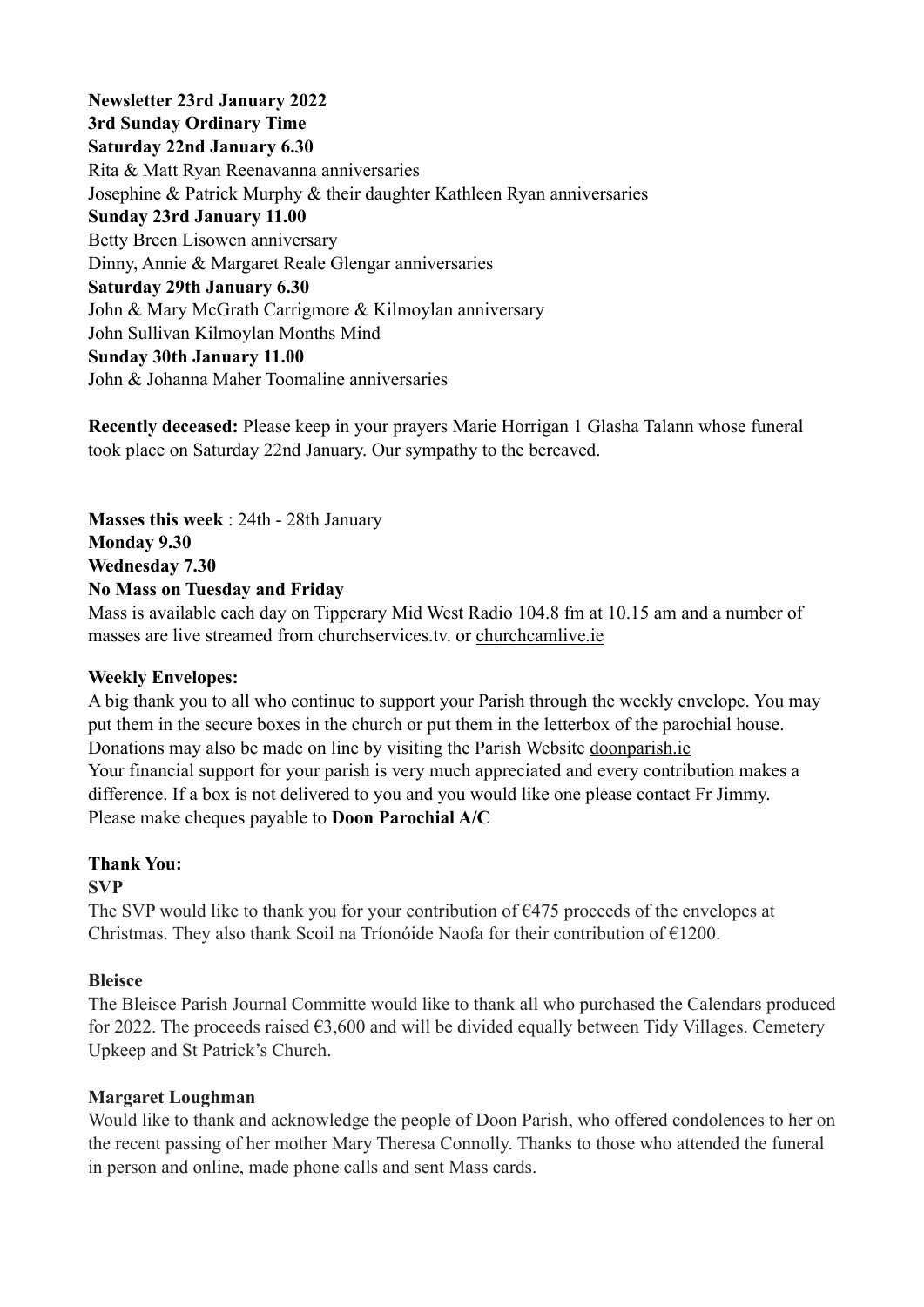**Newsletter 23rd January 2022**
**3rd Sunday Ordinary Time**
**Saturday 22nd January 6.30**
Rita & Matt Ryan Reenavanna anniversaries
Josephine & Patrick Murphy & their daughter Kathleen Ryan anniversaries
**Sunday 23rd January 11.00**
Betty Breen Lisowen anniversary
Dinny, Annie & Margaret Reale Glengar anniversaries
**Saturday 29th January 6.30**
John & Mary McGrath Carrigmore & Kilmoylan anniversary
John Sullivan Kilmoylan Months Mind
**Sunday 30th January 11.00**
John & Johanna Maher Toomaline anniversaries

**Recently deceased:** Please keep in your prayers Marie Horrigan 1 Glasha Talann whose funeral took place on Saturday 22nd January. Our sympathy to the bereaved.

**Masses this week** : 24th - 28th January
**Monday 9.30**
**Wednesday 7.30**
**No Mass on Tuesday and Friday**
Mass is available each day on Tipperary Mid West Radio 104.8 fm at 10.15 am and a number of masses are live streamed from churchservices.tv. or churchcamlive.ie

**Weekly Envelopes:**
A big thank you to all who continue to support your Parish through the weekly envelope. You may put them in the secure boxes in the church or put them in the letterbox of the parochial house. Donations may also be made on line by visiting the Parish Website doonparish.ie
Your financial support for your parish is very much appreciated and every contribution makes a difference. If a box is not delivered to you and you would like one please contact Fr Jimmy. Please make cheques payable to **Doon Parochial A/C**

**Thank You:**
**SVP**
The SVP would like to thank you for your contribution of €475 proceeds of the envelopes at Christmas. They also thank Scoil na Tríonóide Naofa for their contribution of €1200.

**Bleisce**
The Bleisce Parish Journal Committe would like to thank all who purchased the Calendars produced for 2022. The proceeds raised €3,600 and will be divided equally between Tidy Villages. Cemetery Upkeep and St Patrick's Church.

**Margaret Loughman**
Would like to thank and acknowledge the people of Doon Parish, who offered condolences to her on the recent passing of her mother Mary Theresa Connolly. Thanks to those who attended the funeral in person and online, made phone calls and sent Mass cards.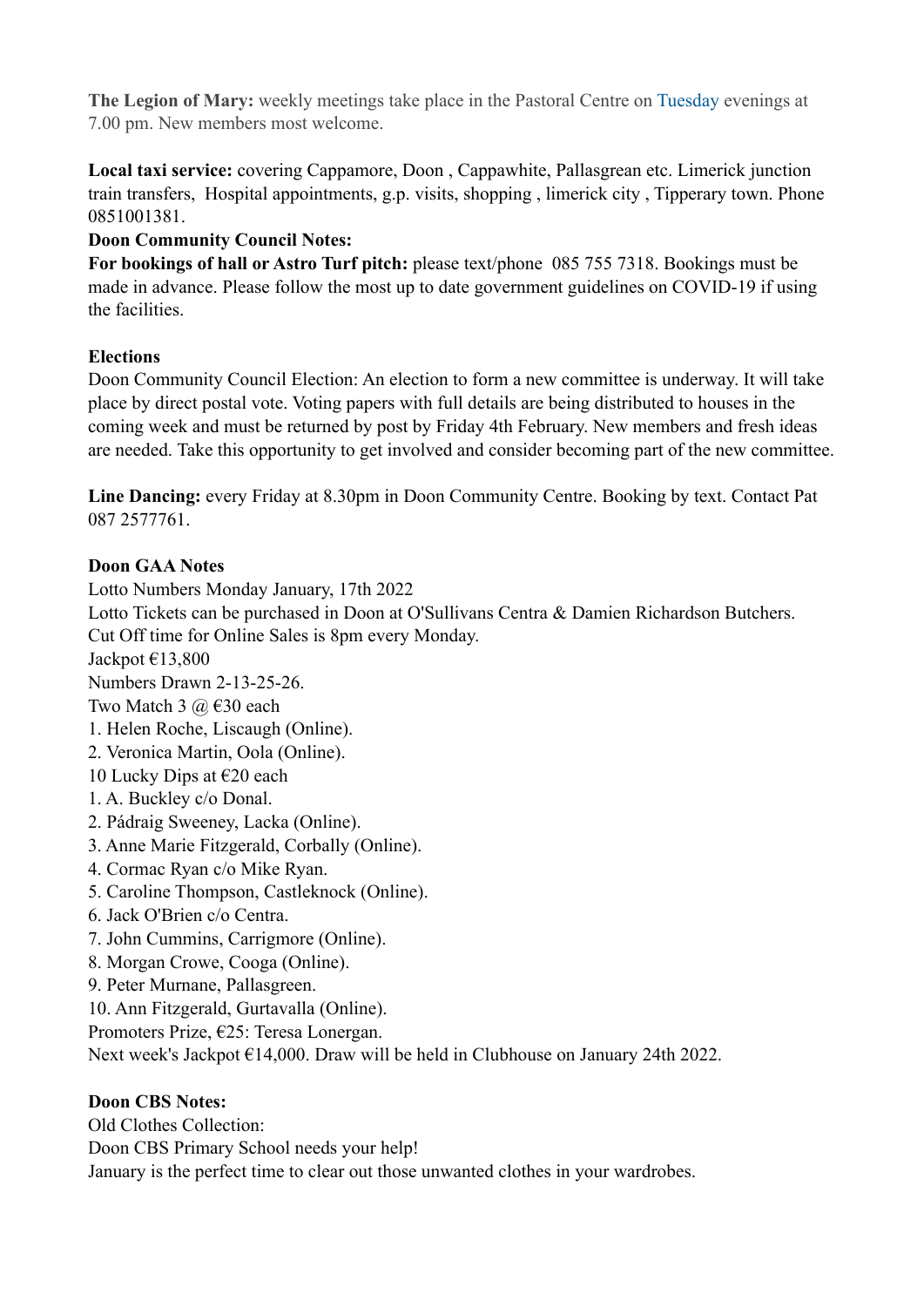**The Legion of Mary:** weekly meetings take place in the Pastoral Centre on Tuesday evenings at 7.00 pm. New members most welcome.

**Local taxi service:** covering Cappamore, Doon , Cappawhite, Pallasgrean etc. Limerick junction train transfers, Hospital appointments, g.p. visits, shopping , limerick city , Tipperary town. Phone 0851001381.

**Doon Community Council Notes:**

**For bookings of hall or Astro Turf pitch:** please text/phone 085 755 7318. Bookings must be made in advance. Please follow the most up to date government guidelines on COVID-19 if using the facilities.

**Elections**

Doon Community Council Election: An election to form a new committee is underway. It will take place by direct postal vote. Voting papers with full details are being distributed to houses in the coming week and must be returned by post by Friday 4th February. New members and fresh ideas are needed. Take this opportunity to get involved and consider becoming part of the new committee.

**Line Dancing:** every Friday at 8.30pm in Doon Community Centre. Booking by text. Contact Pat 087 2577761.

**Doon GAA Notes**

Lotto Numbers Monday January, 17th 2022

Lotto Tickets can be purchased in Doon at O'Sullivans Centra & Damien Richardson Butchers.

Cut Off time for Online Sales is 8pm every Monday.

Jackpot €13,800

Numbers Drawn 2-13-25-26.

Two Match 3 @ €30 each

1. Helen Roche, Liscaugh (Online).
2. Veronica Martin, Oola (Online).

10 Lucky Dips at €20 each

1. A. Buckley c/o Donal.
2. Pádraig Sweeney, Lacka (Online).
3. Anne Marie Fitzgerald, Corbally (Online).
4. Cormac Ryan c/o Mike Ryan.
5. Caroline Thompson, Castleknock (Online).
6. Jack O'Brien c/o Centra.
7. John Cummins, Carrigmore (Online).
8. Morgan Crowe, Cooga (Online).
9. Peter Murnane, Pallasgreen.
10. Ann Fitzgerald, Gurtavalla (Online).

Promoters Prize, €25: Teresa Lonergan.

Next week's Jackpot €14,000. Draw will be held in Clubhouse on January 24th 2022.

**Doon CBS Notes:**

Old Clothes Collection:

Doon CBS Primary School needs your help!

January is the perfect time to clear out those unwanted clothes in your wardrobes.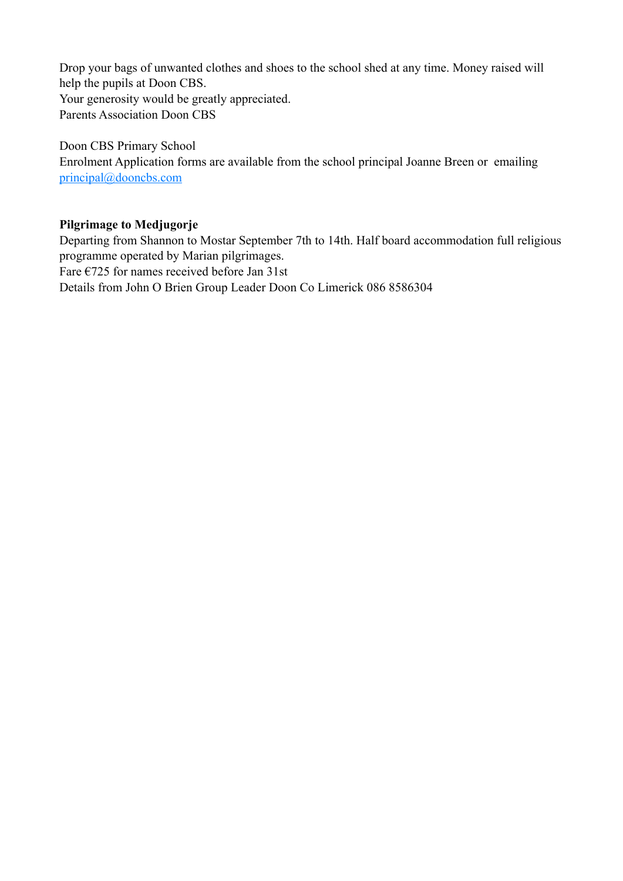Drop your bags of unwanted clothes and shoes to the school shed at any time. Money raised will help the pupils at Doon CBS.
Your generosity would be greatly appreciated.
Parents Association Doon CBS

Doon CBS Primary School
Enrolment Application forms are available from the school principal Joanne Breen or  emailing principal@dooncbs.com

**Pilgrimage to Medjugorje**
Departing from Shannon to Mostar September 7th to 14th. Half board accommodation full religious programme operated by Marian pilgrimages.
Fare €725 for names received before Jan 31st
Details from John O Brien Group Leader Doon Co Limerick 086 8586304